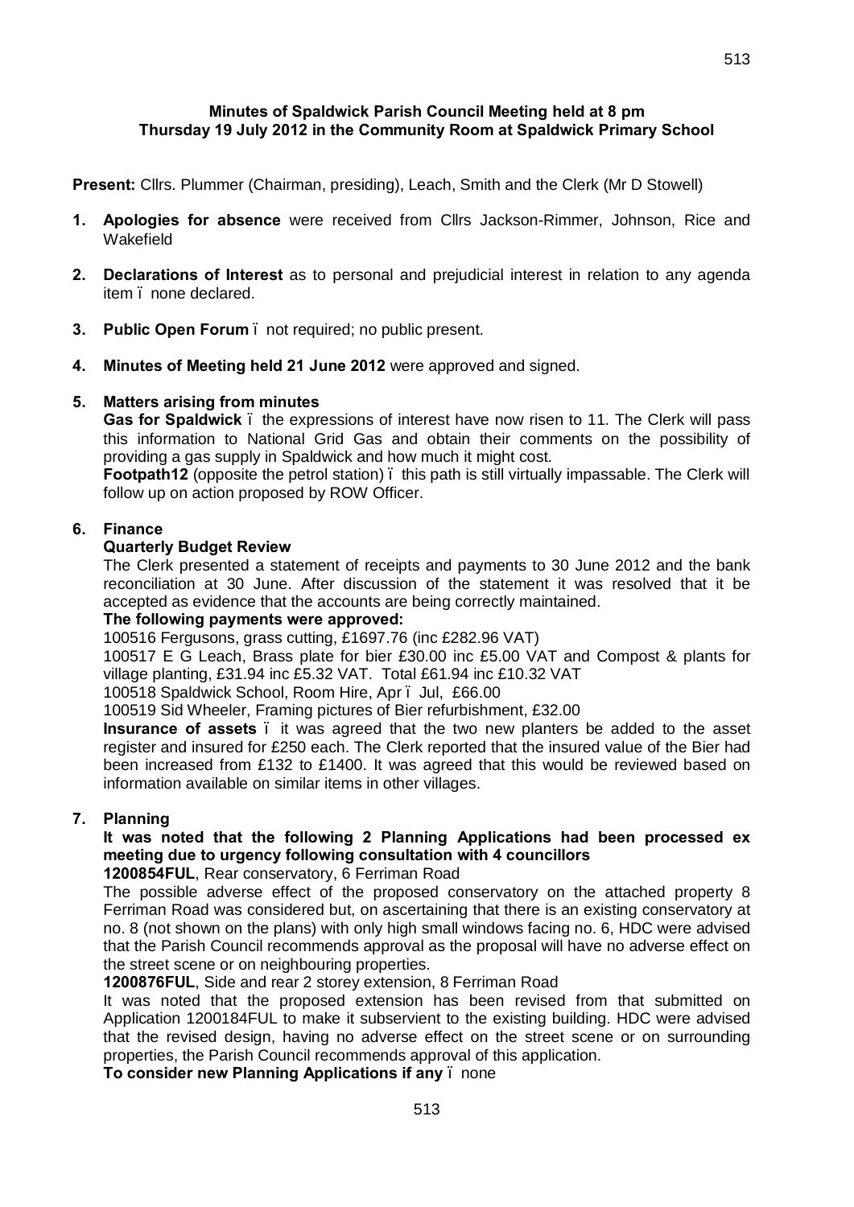**Minutes of Spaldwick Parish Council Meeting held at 8 pm**
**Thursday 19 July 2012 in the Community Room at Spaldwick Primary School**

**Present:** Cllrs. Plummer (Chairman, presiding), Leach, Smith and the Clerk (Mr D Stowell)

1. **Apologies for absence** were received from Cllrs Jackson-Rimmer, Johnson, Rice and Wakefield

2. **Declarations of Interest** as to personal and prejudicial interest in relation to any agenda item – none declared.

3. **Public Open Forum** – not required; no public present.

4. **Minutes of Meeting held 21 June 2012** were approved and signed.

5. **Matters arising from minutes**

   **Gas for Spaldwick** – the expressions of interest have now risen to 11. The Clerk will pass this information to National Grid Gas and obtain their comments on the possibility of providing a gas supply in Spaldwick and how much it might cost.

   **Footpath12** (opposite the petrol station) – this path is still virtually impassable. The Clerk will follow up on action proposed by ROW Officer.

6. **Finance**

   **Quarterly Budget Review**

   The Clerk presented a statement of receipts and payments to 30 June 2012 and the bank reconciliation at 30 June. After discussion of the statement it was resolved that it be accepted as evidence that the accounts are being correctly maintained.

   **The following payments were approved:**

   100516 Fergusons, grass cutting, £1697.76 (inc £282.96 VAT)

   100517 E G Leach, Brass plate for bier £30.00 inc £5.00 VAT and Compost & plants for village planting, £31.94 inc £5.32 VAT. Total £61.94 inc £10.32 VAT

   100518 Spaldwick School, Room Hire, Apr – Jul, £66.00

   100519 Sid Wheeler, Framing pictures of Bier refurbishment, £32.00

   **Insurance of assets** – it was agreed that the two new planters be added to the asset register and insured for £250 each. The Clerk reported that the insured value of the Bier had been increased from £132 to £1400. It was agreed that this would be reviewed based on information available on similar items in other villages.

7. **Planning**

   **It was noted that the following 2 Planning Applications had been processed ex meeting due to urgency following consultation with 4 councillors**

   **1200854FUL**, Rear conservatory, 6 Ferriman Road

   The possible adverse effect of the proposed conservatory on the attached property 8 Ferriman Road was considered but, on ascertaining that there is an existing conservatory at no. 8 (not shown on the plans) with only high small windows facing no. 6, HDC were advised that the Parish Council recommends approval as the proposal will have no adverse effect on the street scene or on neighbouring properties.

   **1200876FUL**, Side and rear 2 storey extension, 8 Ferriman Road

   It was noted that the proposed extension has been revised from that submitted on Application 1200184FUL to make it subservient to the existing building. HDC were advised that the revised design, having no adverse effect on the street scene or on surrounding properties, the Parish Council recommends approval of this application.

   **To consider new Planning Applications if any** – none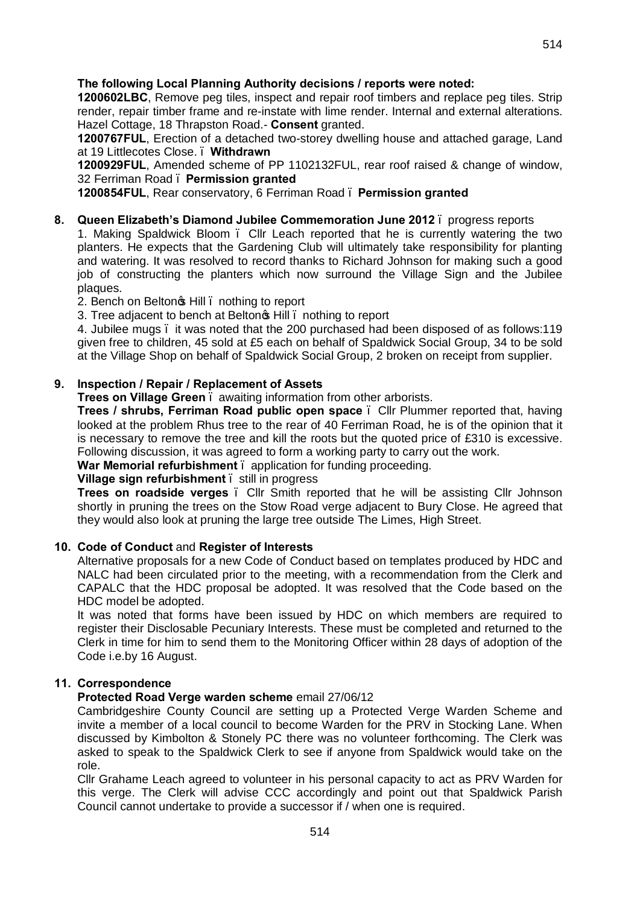**The following Local Planning Authority decisions / reports were noted:**

**1200602LBC**, Remove peg tiles, inspect and repair roof timbers and replace peg tiles. Strip render, repair timber frame and re-instate with lime render. Internal and external alterations. Hazel Cottage, 18 Thrapston Road.- **Consent** granted.

**1200767FUL**, Erection of a detached two-storey dwelling house and attached garage, Land at 19 Littlecotes Close. – **Withdrawn**

**1200929FUL**, Amended scheme of PP 1102132FUL, rear roof raised & change of window, 32 Ferriman Road – **Permission granted**

**1200854FUL**, Rear conservatory, 6 Ferriman Road – **Permission granted**

**8. Queen Elizabeth's Diamond Jubilee Commemoration June 2012** – progress reports

1. Making Spaldwick Bloom – Cllr Leach reported that he is currently watering the two planters. He expects that the Gardening Club will ultimately take responsibility for planting and watering. It was resolved to record thanks to Richard Johnson for making such a good job of constructing the planters which now surround the Village Sign and the Jubilee plaques.
2. Bench on Belton's Hill – nothing to report
3. Tree adjacent to bench at Belton's Hill – nothing to report
4. Jubilee mugs – it was noted that the 200 purchased had been disposed of as follows:119 given free to children, 45 sold at £5 each on behalf of Spaldwick Social Group, 34 to be sold at the Village Shop on behalf of Spaldwick Social Group, 2 broken on receipt from supplier.

**9. Inspection / Repair / Replacement of Assets**

**Trees on Village Green** – awaiting information from other arborists.

**Trees / shrubs, Ferriman Road public open space** – Cllr Plummer reported that, having looked at the problem Rhus tree to the rear of 40 Ferriman Road, he is of the opinion that it is necessary to remove the tree and kill the roots but the quoted price of £310 is excessive. Following discussion, it was agreed to form a working party to carry out the work.

**War Memorial refurbishment** – application for funding proceeding.

**Village sign refurbishment** – still in progress

**Trees on roadside verges** – Cllr Smith reported that he will be assisting Cllr Johnson shortly in pruning the trees on the Stow Road verge adjacent to Bury Close. He agreed that they would also look at pruning the large tree outside The Limes, High Street.

**10. Code of Conduct** and **Register of Interests**

Alternative proposals for a new Code of Conduct based on templates produced by HDC and NALC had been circulated prior to the meeting, with a recommendation from the Clerk and CAPALC that the HDC proposal be adopted. It was resolved that the Code based on the HDC model be adopted.

It was noted that forms have been issued by HDC on which members are required to register their Disclosable Pecuniary Interests. These must be completed and returned to the Clerk in time for him to send them to the Monitoring Officer within 28 days of adoption of the Code i.e.by 16 August.

**11. Correspondence**

**Protected Road Verge warden scheme** email 27/06/12

Cambridgeshire County Council are setting up a Protected Verge Warden Scheme and invite a member of a local council to become Warden for the PRV in Stocking Lane. When discussed by Kimbolton & Stonely PC there was no volunteer forthcoming. The Clerk was asked to speak to the Spaldwick Clerk to see if anyone from Spaldwick would take on the role.

Cllr Grahame Leach agreed to volunteer in his personal capacity to act as PRV Warden for this verge. The Clerk will advise CCC accordingly and point out that Spaldwick Parish Council cannot undertake to provide a successor if / when one is required.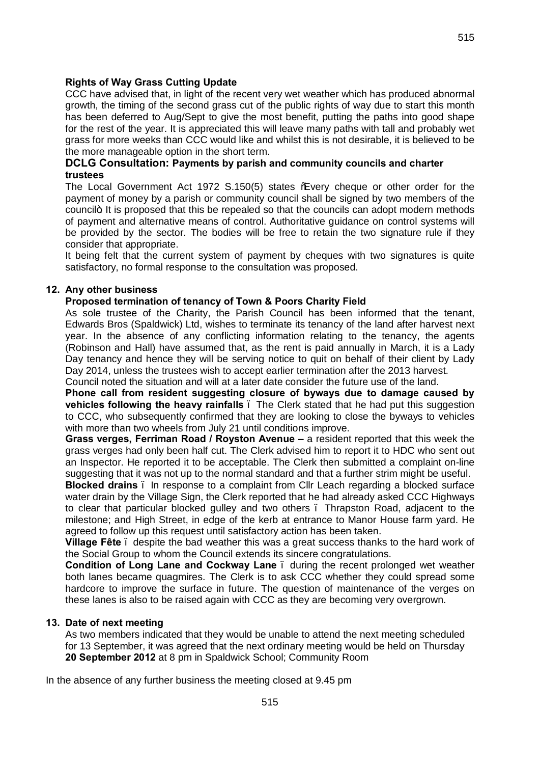**Rights of Way Grass Cutting Update**

CCC have advised that, in light of the recent very wet weather which has produced abnormal growth, the timing of the second grass cut of the public rights of way due to start this month has been deferred to Aug/Sept to give the most benefit, putting the paths into good shape for the rest of the year. It is appreciated this will leave many paths with tall and probably wet grass for more weeks than CCC would like and whilst this is not desirable, it is believed to be the more manageable option in the short term.

**DCLG Consultation: Payments by parish and community councils and charter trustees**

The Local Government Act 1972 S.150(5) states "Every cheque or other order for the payment of money by a parish or community council shall be signed by two members of the council" It is proposed that this be repealed so that the councils can adopt modern methods of payment and alternative means of control. Authoritative guidance on control systems will be provided by the sector. The bodies will be free to retain the two signature rule if they consider that appropriate.

It being felt that the current system of payment by cheques with two signatures is quite satisfactory, no formal response to the consultation was proposed.

**12. Any other business**

**Proposed termination of tenancy of Town & Poors Charity Field**

As sole trustee of the Charity, the Parish Council has been informed that the tenant, Edwards Bros (Spaldwick) Ltd, wishes to terminate its tenancy of the land after harvest next year. In the absence of any conflicting information relating to the tenancy, the agents (Robinson and Hall) have assumed that, as the rent is paid annually in March, it is a Lady Day tenancy and hence they will be serving notice to quit on behalf of their client by Lady Day 2014, unless the trustees wish to accept earlier termination after the 2013 harvest.

Council noted the situation and will at a later date consider the future use of the land.

**Phone call from resident suggesting closure of byways due to damage caused by vehicles following the heavy rainfalls** – The Clerk stated that he had put this suggestion to CCC, who subsequently confirmed that they are looking to close the byways to vehicles with more than two wheels from July 21 until conditions improve.

**Grass verges, Ferriman Road / Royston Avenue –** a resident reported that this week the grass verges had only been half cut. The Clerk advised him to report it to HDC who sent out an Inspector. He reported it to be acceptable. The Clerk then submitted a complaint on-line suggesting that it was not up to the normal standard and that a further strim might be useful.

**Blocked drains** – In response to a complaint from Cllr Leach regarding a blocked surface water drain by the Village Sign, the Clerk reported that he had already asked CCC Highways to clear that particular blocked gulley and two others – Thrapston Road, adjacent to the milestone; and High Street, in edge of the kerb at entrance to Manor House farm yard. He agreed to follow up this request until satisfactory action has been taken.

**Village Fête** – despite the bad weather this was a great success thanks to the hard work of the Social Group to whom the Council extends its sincere congratulations.

**Condition of Long Lane and Cockway Lane** – during the recent prolonged wet weather both lanes became quagmires. The Clerk is to ask CCC whether they could spread some hardcore to improve the surface in future. The question of maintenance of the verges on these lanes is also to be raised again with CCC as they are becoming very overgrown.

**13. Date of next meeting**

As two members indicated that they would be unable to attend the next meeting scheduled for 13 September, it was agreed that the next ordinary meeting would be held on Thursday **20 September 2012** at 8 pm in Spaldwick School; Community Room

In the absence of any further business the meeting closed at 9.45 pm